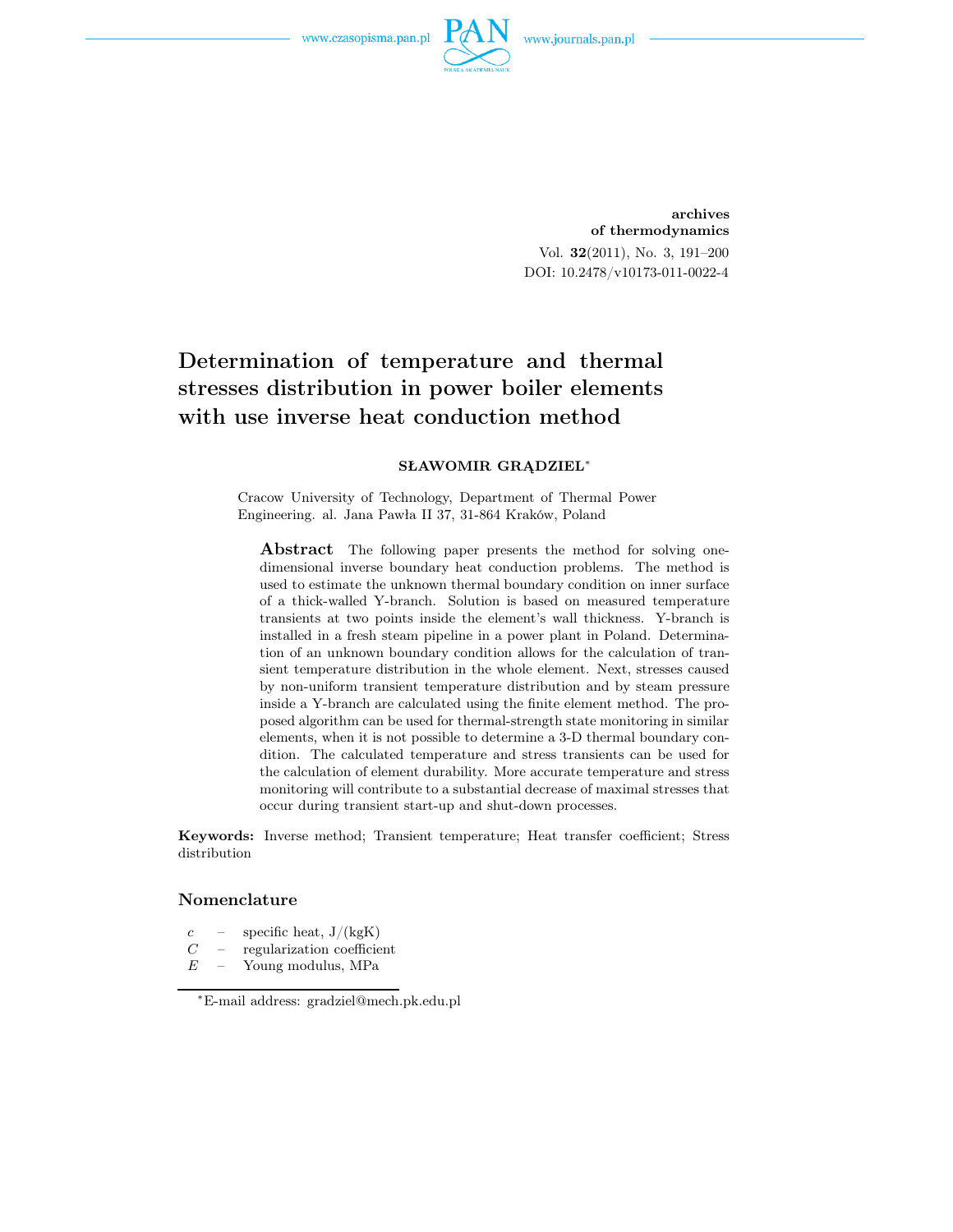archives
of thermodynamics

Vol. **32**(2011), No. 3, 191–200
DOI: 10.2478/v10173-011-0022-4

# Determination of temperature and thermal stresses distribution in power boiler elements with use inverse heat conduction method

**SŁAWOMIR GRĄDZIEL**[*]

Cracow University of Technology, Department of Thermal Power Engineering. al. Jana Pawła II 37, 31-864 Kraków, Poland

**Abstract** The following paper presents the method for solving one-dimensional inverse boundary heat conduction problems. The method is used to estimate the unknown thermal boundary condition on inner surface of a thick-walled Y-branch. Solution is based on measured temperature transients at two points inside the element's wall thickness. Y-branch is installed in a fresh steam pipeline in a power plant in Poland. Determination of an unknown boundary condition allows for the calculation of transient temperature distribution in the whole element. Next, stresses caused by non-uniform transient temperature distribution and by steam pressure inside a Y-branch are calculated using the finite element method. The proposed algorithm can be used for thermal-strength state monitoring in similar elements, when it is not possible to determine a 3-D thermal boundary condition. The calculated temperature and stress transients can be used for the calculation of element durability. More accurate temperature and stress monitoring will contribute to a substantial decrease of maximal stresses that occur during transient start-up and shut-down processes.

**Keywords:** Inverse method; Transient temperature; Heat transfer coefficient; Stress distribution

## Nomenclature

$c$ – specific heat, J/(kgK)
$C$ – regularization coefficient
$E$ – Young modulus, MPa

[*]E-mail address: gradziel@mech.pk.edu.pl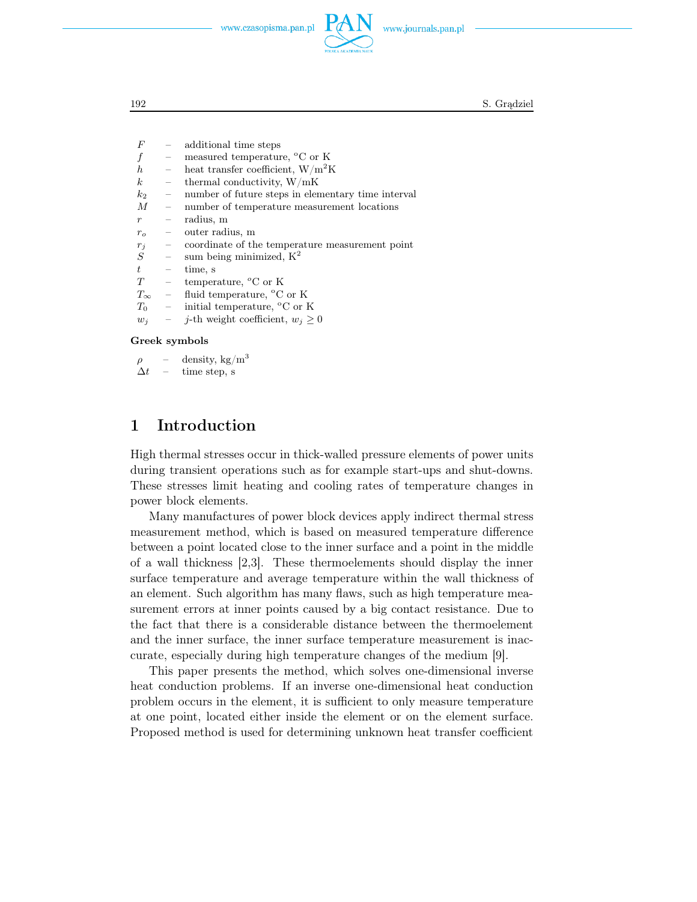$F$ – additional time steps
$f$ – measured temperature, °C or K
$h$ – heat transfer coefficient, W/m$^2$K
$k$ – thermal conductivity, W/mK
$k_2$ – number of future steps in elementary time interval
$M$ – number of temperature measurement locations
$r$ – radius, m
$r_o$ – outer radius, m
$r_j$ – coordinate of the temperature measurement point
$S$ – sum being minimized, K$^2$
$t$ – time, s
$T$ – temperature, °C or K
$T_\infty$ – fluid temperature, °C or K
$T_0$ – initial temperature, °C or K
$w_j$ – $j$-th weight coefficient, $w_j \geq 0$

**Greek symbols**

$\rho$ – density, kg/m$^3$
$\Delta t$ – time step, s

# 1 Introduction

High thermal stresses occur in thick-walled pressure elements of power units during transient operations such as for example start-ups and shut-downs. These stresses limit heating and cooling rates of temperature changes in power block elements.

Many manufactures of power block devices apply indirect thermal stress measurement method, which is based on measured temperature difference between a point located close to the inner surface and a point in the middle of a wall thickness [2,3]. These thermoelements should display the inner surface temperature and average temperature within the wall thickness of an element. Such algorithm has many flaws, such as high temperature measurement errors at inner points caused by a big contact resistance. Due to the fact that there is a considerable distance between the thermoelement and the inner surface, the inner surface temperature measurement is inaccurate, especially during high temperature changes of the medium [9].

This paper presents the method, which solves one-dimensional inverse heat conduction problems. If an inverse one-dimensional heat conduction problem occurs in the element, it is sufficient to only measure temperature at one point, located either inside the element or on the element surface. Proposed method is used for determining unknown heat transfer coefficient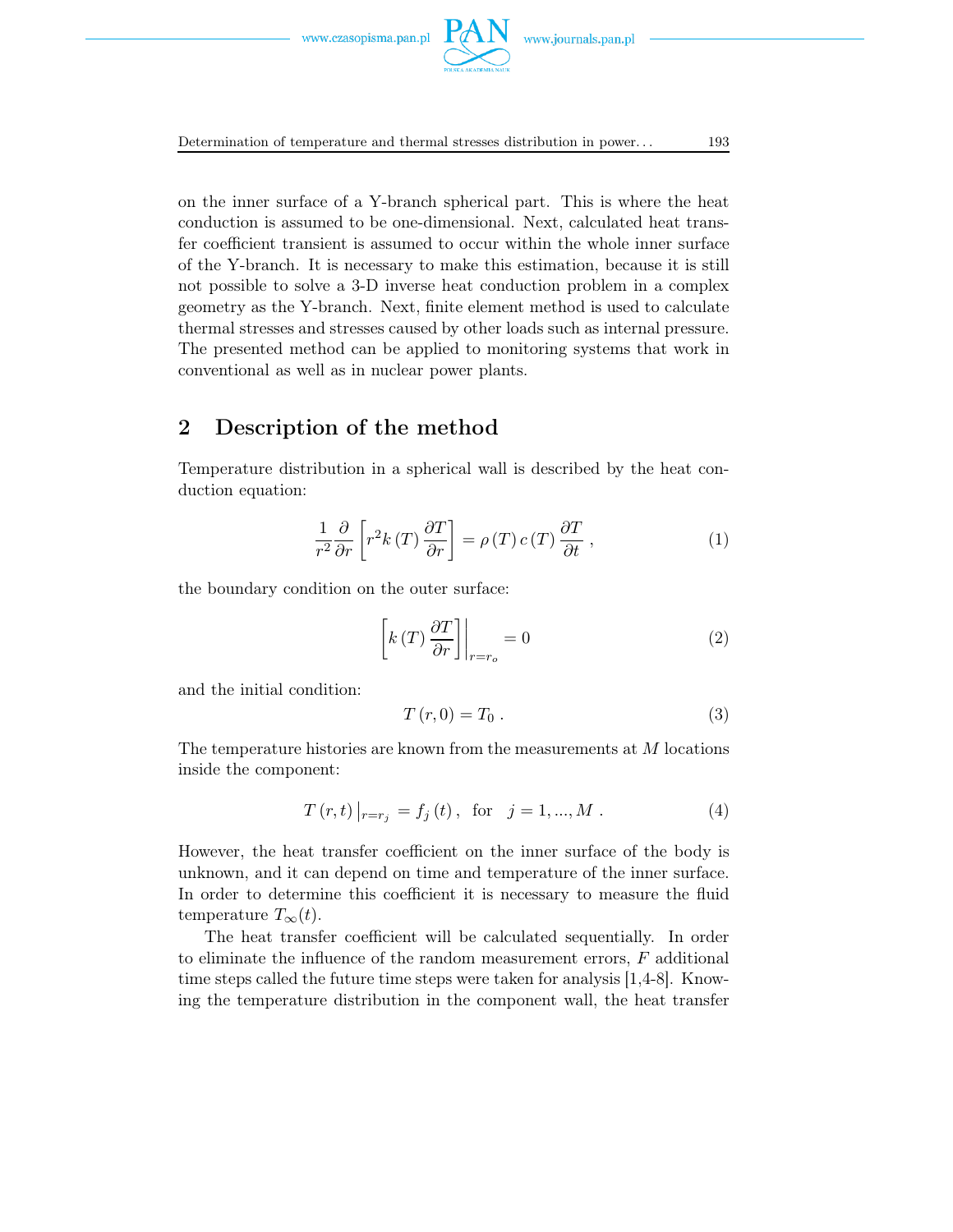on the inner surface of a Y-branch spherical part. This is where the heat conduction is assumed to be one-dimensional. Next, calculated heat transfer coefficient transient is assumed to occur within the whole inner surface of the Y-branch. It is necessary to make this estimation, because it is still not possible to solve a 3-D inverse heat conduction problem in a complex geometry as the Y-branch. Next, finite element method is used to calculate thermal stresses and stresses caused by other loads such as internal pressure. The presented method can be applied to monitoring systems that work in conventional as well as in nuclear power plants.

## 2 Description of the method

Temperature distribution in a spherical wall is described by the heat conduction equation:

$$\frac{1}{r^2}\frac{\partial}{\partial r}\left[r^2 k\left(T\right)\frac{\partial T}{\partial r}\right] = \rho\left(T\right)c\left(T\right)\frac{\partial T}{\partial t}\ , \tag{1}$$

the boundary condition on the outer surface:

$$\left.\left[k\left(T\right)\frac{\partial T}{\partial r}\right]\right|_{r=r_o} = 0 \tag{2}$$

and the initial condition:

$$T\left(r,0\right) = T_0\ . \tag{3}$$

The temperature histories are known from the measurements at $M$ locations inside the component:

$$T\left(r,t\right)\big|_{r=r_j} = f_j\left(t\right),\ \ \text{for}\quad j = 1,...,M\ . \tag{4}$$

However, the heat transfer coefficient on the inner surface of the body is unknown, and it can depend on time and temperature of the inner surface. In order to determine this coefficient it is necessary to measure the fluid temperature $T_\infty(t)$.

The heat transfer coefficient will be calculated sequentially. In order to eliminate the influence of the random measurement errors, $F$ additional time steps called the future time steps were taken for analysis [1,4-8]. Knowing the temperature distribution in the component wall, the heat transfer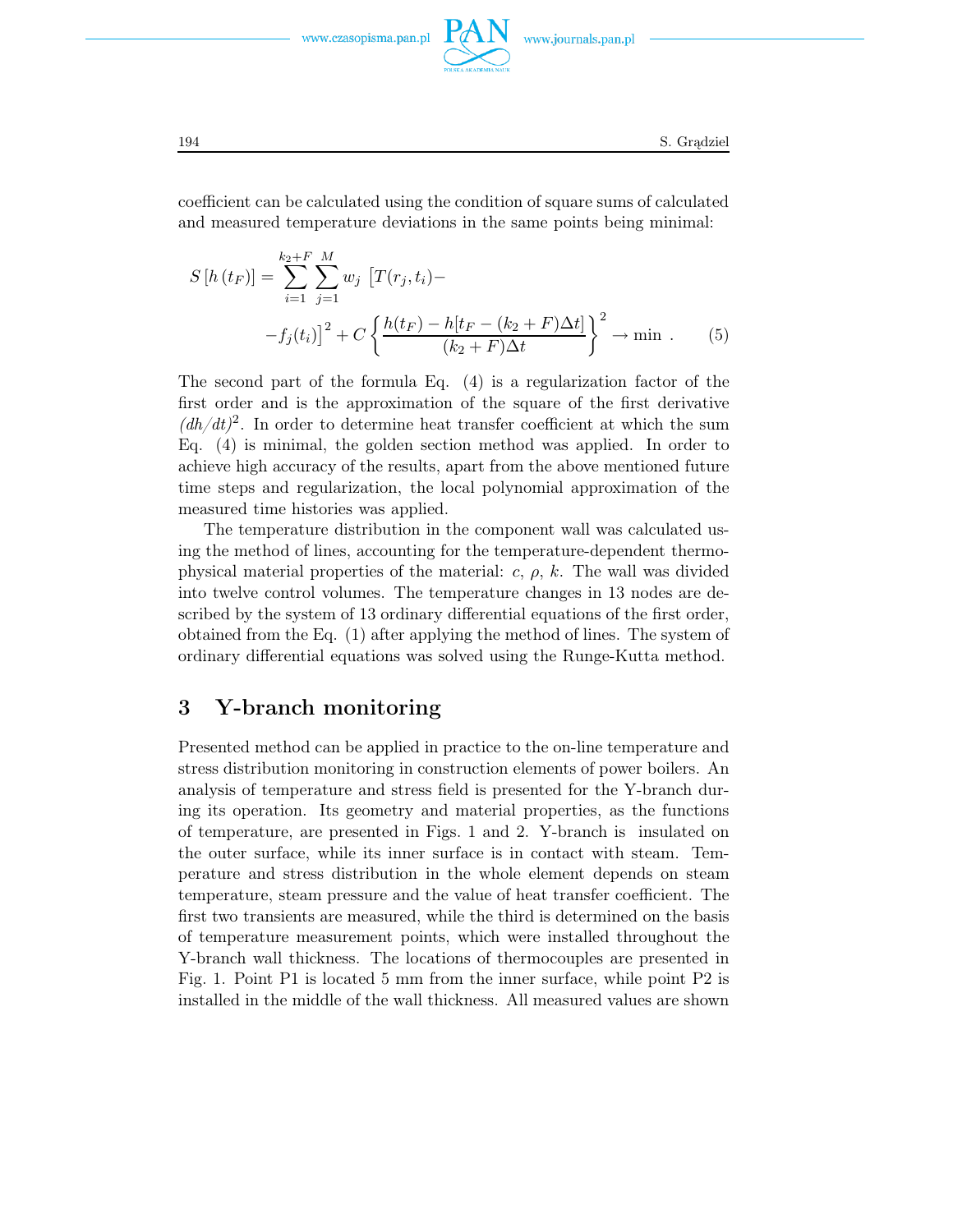coefficient can be calculated using the condition of square sums of calculated and measured temperature deviations in the same points being minimal:

$$
S\left[h\left(t_F\right)\right] = \sum_{i=1}^{k_2+F} \sum_{j=1}^{M} w_j \left[T(r_j, t_i) - \right.
$$

$$
\left. - f_j(t_i)\right]^2 + C\left\{\frac{h(t_F) - h[t_F - (k_2+F)\Delta t]}{(k_2+F)\Delta t}\right\}^2 \to \min \ . \qquad (5)
$$

The second part of the formula Eq. (4) is a regularization factor of the first order and is the approximation of the square of the first derivative *(dh/dt)*$^2$. In order to determine heat transfer coefficient at which the sum Eq. (4) is minimal, the golden section method was applied. In order to achieve high accuracy of the results, apart from the above mentioned future time steps and regularization, the local polynomial approximation of the measured time histories was applied.

The temperature distribution in the component wall was calculated using the method of lines, accounting for the temperature-dependent thermophysical material properties of the material: $c$, $\rho$, $k$. The wall was divided into twelve control volumes. The temperature changes in 13 nodes are described by the system of 13 ordinary differential equations of the first order, obtained from the Eq. (1) after applying the method of lines. The system of ordinary differential equations was solved using the Runge-Kutta method.

## 3 Y-branch monitoring

Presented method can be applied in practice to the on-line temperature and stress distribution monitoring in construction elements of power boilers. An analysis of temperature and stress field is presented for the Y-branch during its operation. Its geometry and material properties, as the functions of temperature, are presented in Figs. 1 and 2. Y-branch is insulated on the outer surface, while its inner surface is in contact with steam. Temperature and stress distribution in the whole element depends on steam temperature, steam pressure and the value of heat transfer coefficient. The first two transients are measured, while the third is determined on the basis of temperature measurement points, which were installed throughout the Y-branch wall thickness. The locations of thermocouples are presented in Fig. 1. Point P1 is located 5 mm from the inner surface, while point P2 is installed in the middle of the wall thickness. All measured values are shown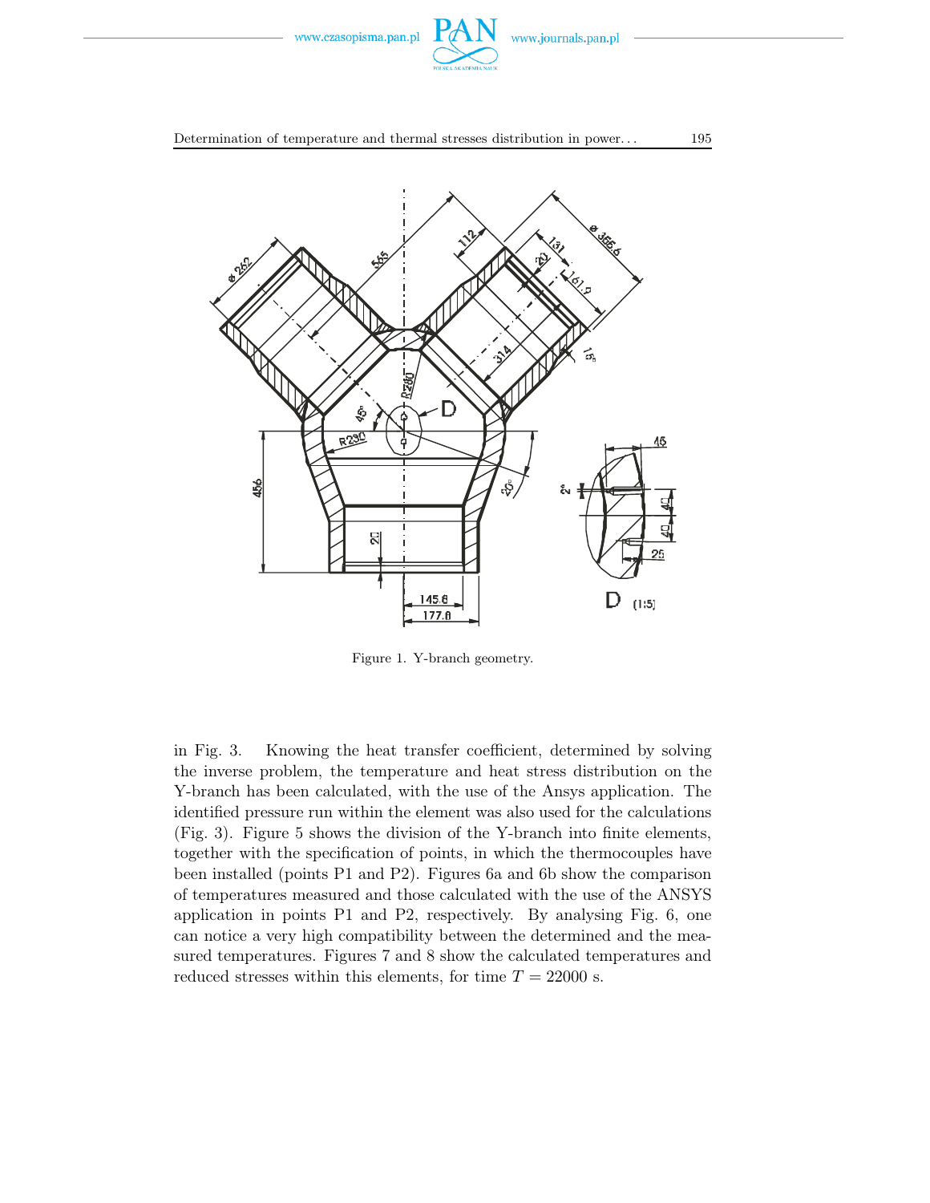Figure 1. Y-branch geometry.

in Fig. 3. Knowing the heat transfer coefficient, determined by solving the inverse problem, the temperature and heat stress distribution on the Y-branch has been calculated, with the use of the Ansys application. The identified pressure run within the element was also used for the calculations (Fig. 3). Figure 5 shows the division of the Y-branch into finite elements, together with the specification of points, in which the thermocouples have been installed (points P1 and P2). Figures 6a and 6b show the comparison of temperatures measured and those calculated with the use of the ANSYS application in points P1 and P2, respectively. By analysing Fig. 6, one can notice a very high compatibility between the determined and the measured temperatures. Figures 7 and 8 show the calculated temperatures and reduced stresses within this elements, for time $T = 22000$ s.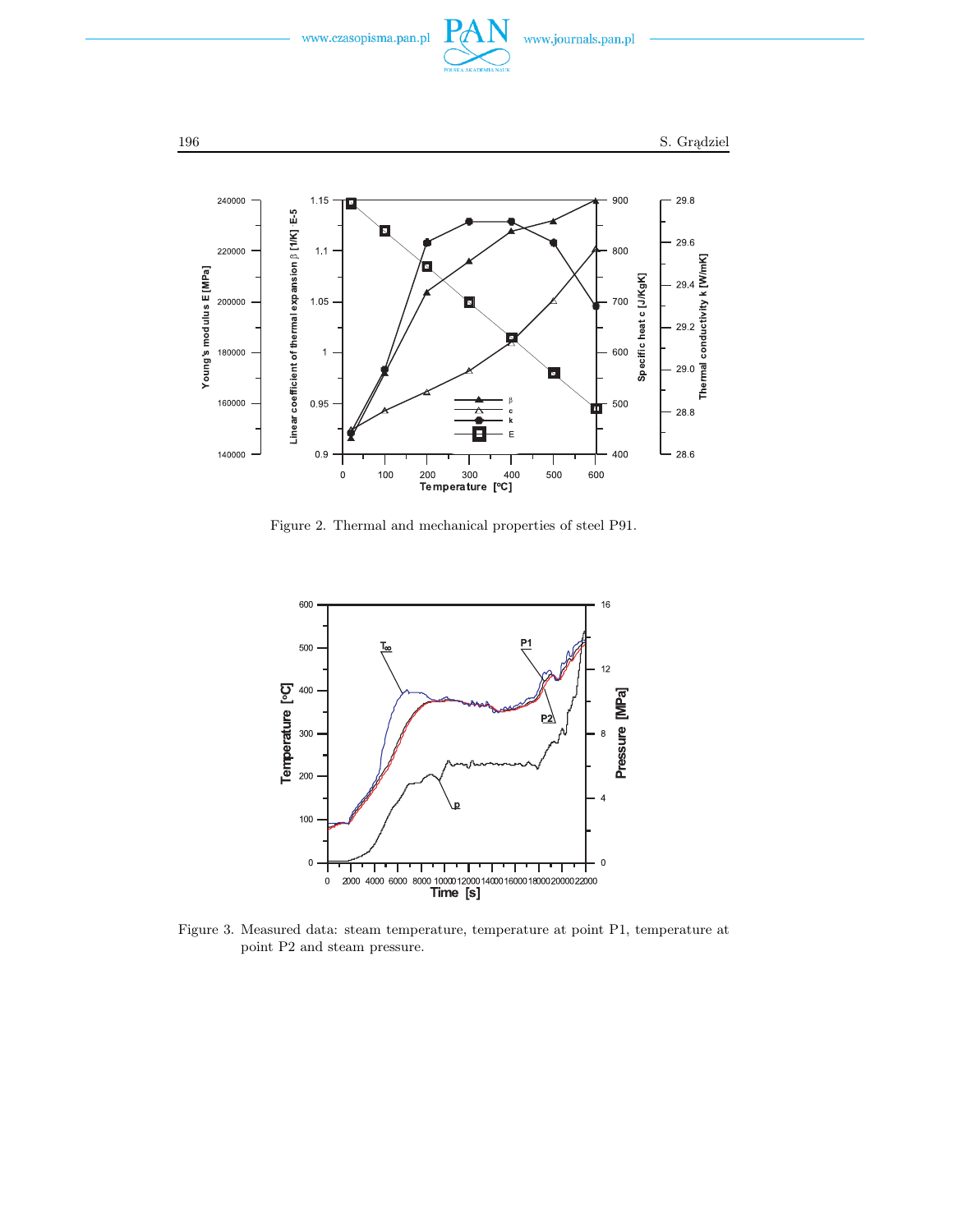Figure 2. Thermal and mechanical properties of steel P91.

Figure 3. Measured data: steam temperature, temperature at point P1, temperature at point P2 and steam pressure.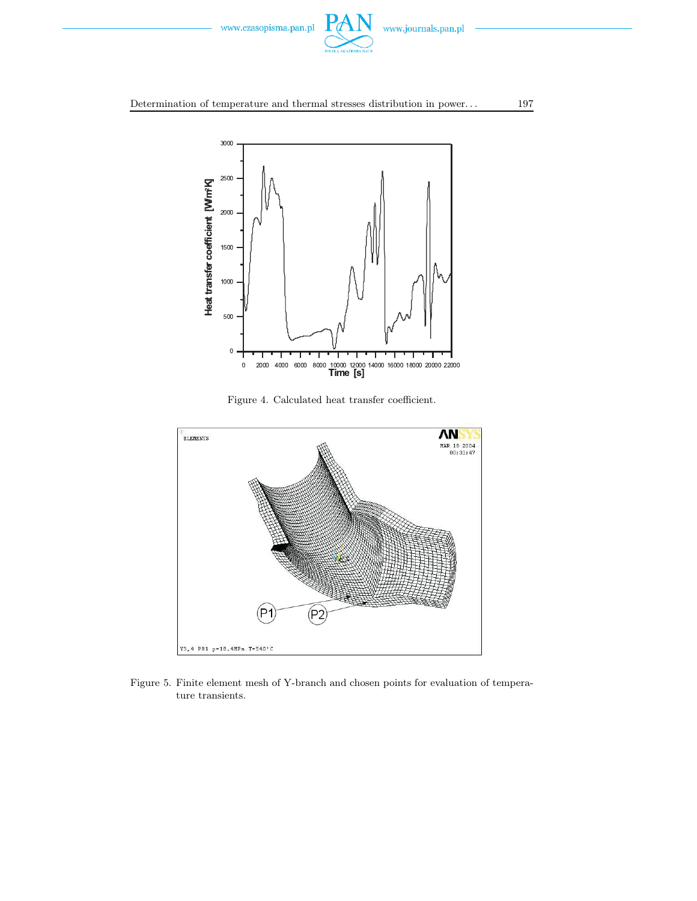Figure 4. Calculated heat transfer coefficient.

Figure 5. Finite element mesh of Y-branch and chosen points for evaluation of temperature transients.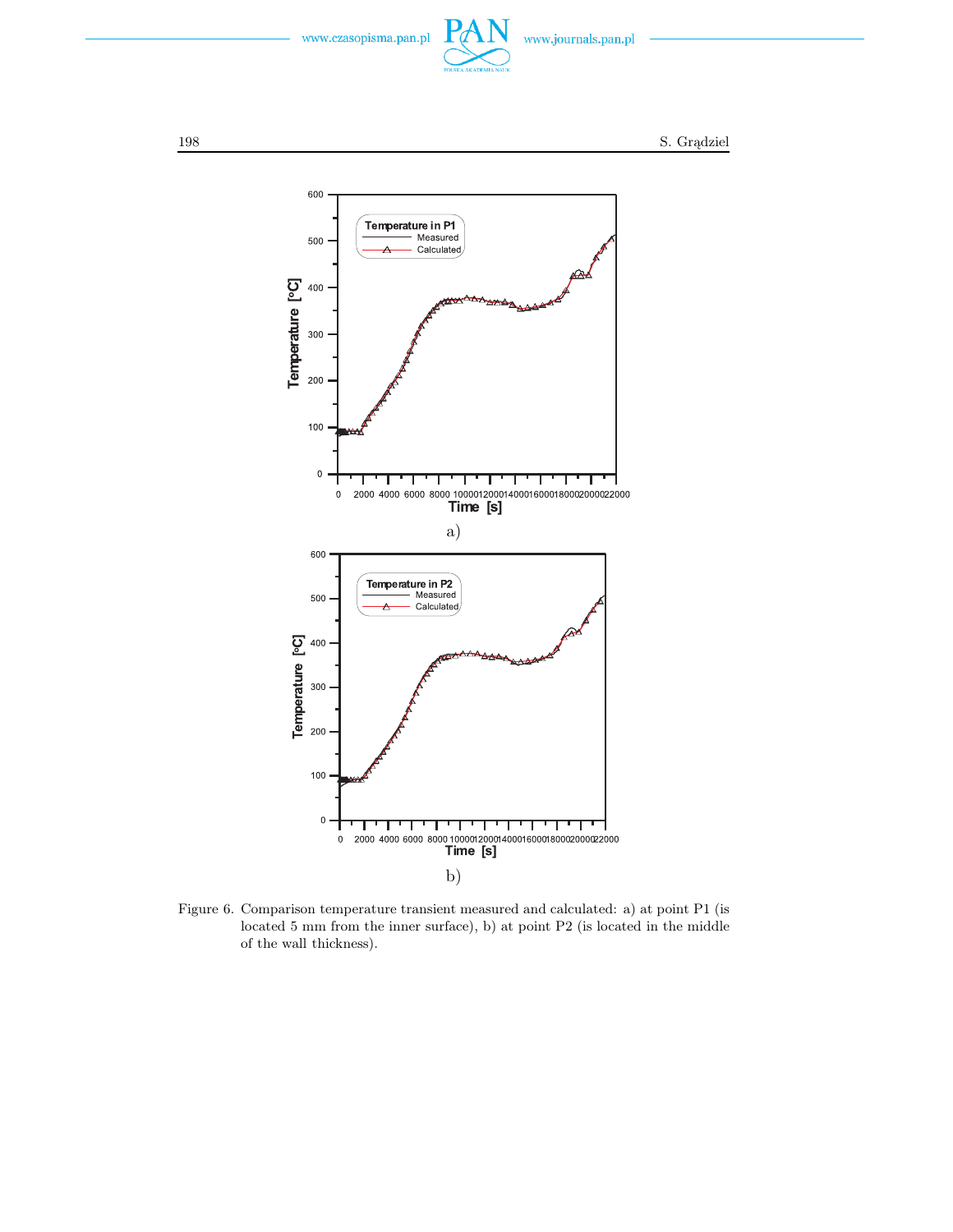a)

b)

Figure 6. Comparison temperature transient measured and calculated: a) at point P1 (is located 5 mm from the inner surface), b) at point P2 (is located in the middle of the wall thickness).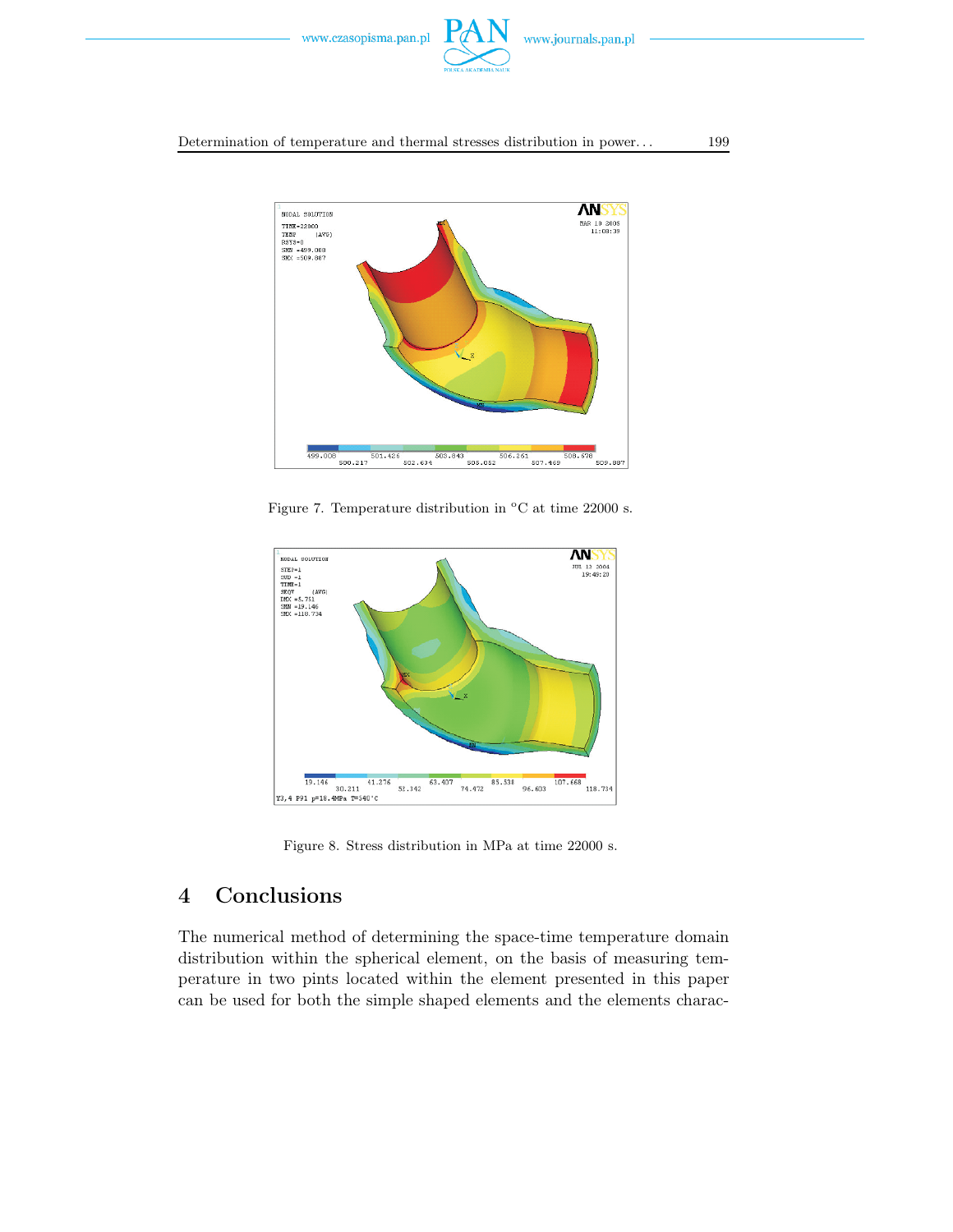Figure 7. Temperature distribution in °C at time 22000 s.

Figure 8. Stress distribution in MPa at time 22000 s.

# 4 Conclusions

The numerical method of determining the space-time temperature domain distribution within the spherical element, on the basis of measuring temperature in two pints located within the element presented in this paper can be used for both the simple shaped elements and the elements charac-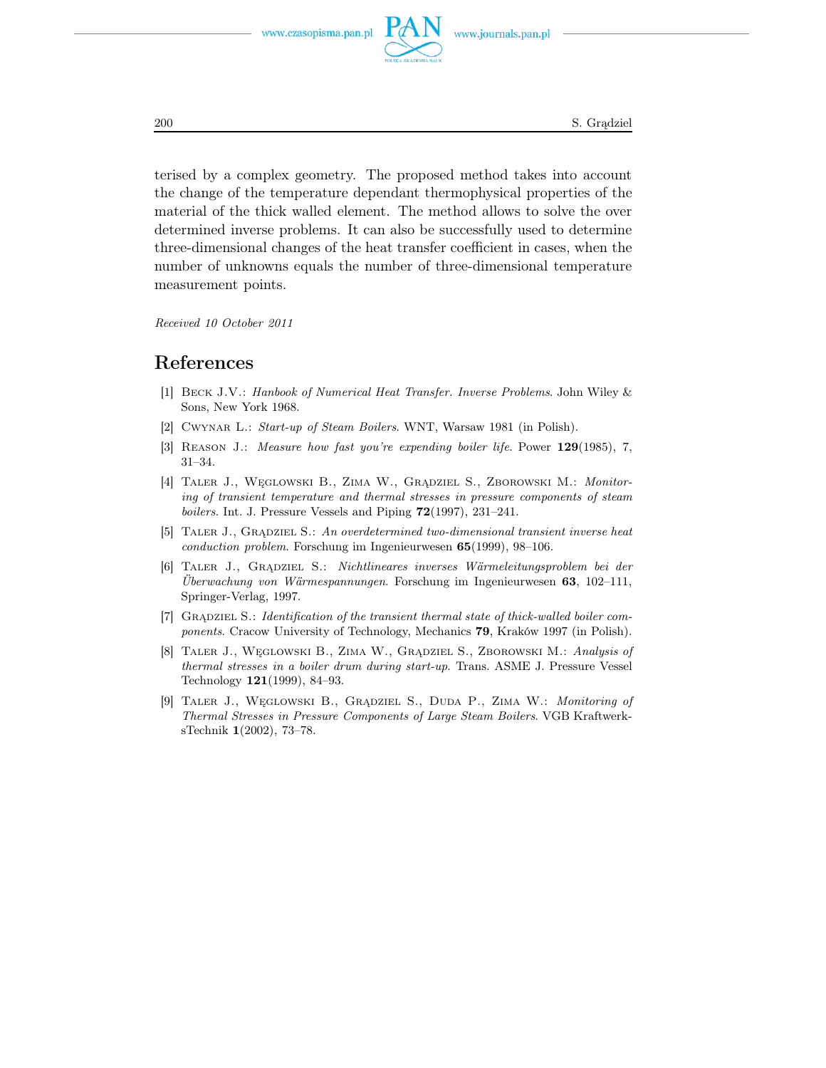terised by a complex geometry. The proposed method takes into account the change of the temperature dependant thermophysical properties of the material of the thick walled element. The method allows to solve the over determined inverse problems. It can also be successfully used to determine three-dimensional changes of the heat transfer coefficient in cases, when the number of unknowns equals the number of three-dimensional temperature measurement points.

*Received 10 October 2011*

## References

[1] Beck J.V.: *Hanbook of Numerical Heat Transfer. Inverse Problems*. John Wiley & Sons, New York 1968.

[2] Cwynar L.: *Start-up of Steam Boilers*. WNT, Warsaw 1981 (in Polish).

[3] Reason J.: *Measure how fast you're expending boiler life*. Power **129**(1985), 7, 31–34.

[4] Taler J., Węglowski B., Zima W., Grądziel S., Zborowski M.: *Monitoring of transient temperature and thermal stresses in pressure components of steam boilers*. Int. J. Pressure Vessels and Piping **72**(1997), 231–241.

[5] Taler J., Grądziel S.: *An overdetermined two-dimensional transient inverse heat conduction problem*. Forschung im Ingenieurwesen **65**(1999), 98–106.

[6] Taler J., Grądziel S.: *Nichtlineares inverses Wärmeleitungsproblem bei der Überwachung von Wärmespannungen*. Forschung im Ingenieurwesen **63**, 102–111, Springer-Verlag, 1997.

[7] Grądziel S.: *Identification of the transient thermal state of thick-walled boiler components*. Cracow University of Technology, Mechanics **79**, Kraków 1997 (in Polish).

[8] Taler J., Węglowski B., Zima W., Grądziel S., Zborowski M.: *Analysis of thermal stresses in a boiler drum during start-up*. Trans. ASME J. Pressure Vessel Technology **121**(1999), 84–93.

[9] Taler J., Węglowski B., Grądziel S., Duda P., Zima W.: *Monitoring of Thermal Stresses in Pressure Components of Large Steam Boilers*. VGB KraftwerksTechnik **1**(2002), 73–78.